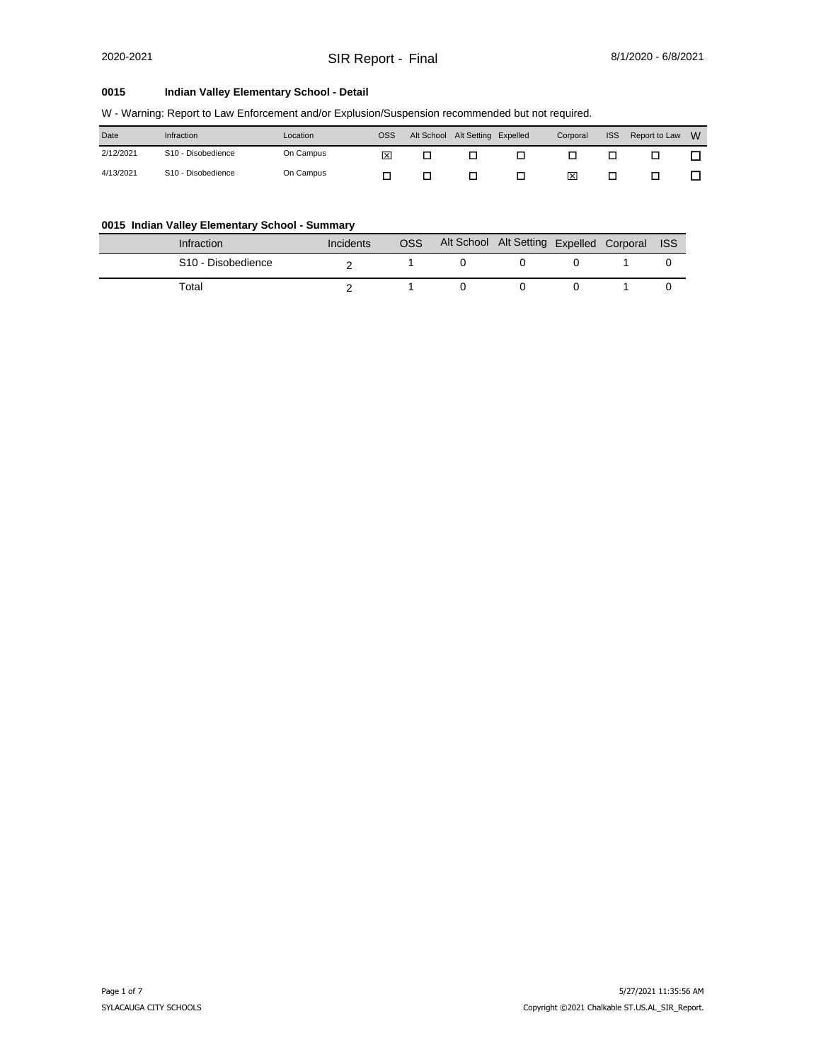2020-2021 SIR Report - Final 8/1/2020 - 6/8/2021

### 0015 Indian Valley Elementary School - Detail

W - Warning: Report to Law Enforcement and/or Explusion/Suspension recommended but not required.

| Date | Infraction | Location | OSS | Alt School | Alt Setting | Expelled | Corporal | ISS | Report to Law | W |
|---|---|---|---|---|---|---|---|---|---|---|
| 2/12/2021 | S10 - Disobedience | On Campus | ☒ | ☐ | ☐ | ☐ | ☐ | ☐ | ☐ | ☐ |
| 4/13/2021 | S10 - Disobedience | On Campus | ☐ | ☐ | ☐ | ☐ | ☒ | ☐ | ☐ | ☐ |

### 0015 Indian Valley Elementary School - Summary

| Infraction | Incidents | OSS | Alt School | Alt Setting | Expelled | Corporal | ISS |
|---|---|---|---|---|---|---|---|
| S10 - Disobedience | 2 | 1 | 0 | 0 | 0 | 1 | 0 |
| Total | 2 | 1 | 0 | 0 | 0 | 1 | 0 |

SYLACAUGA CITY SCHOOLS

5/27/2021 11:35:56 AM

Copyright ©2021 Chalkable ST.US.AL_SIR_Report.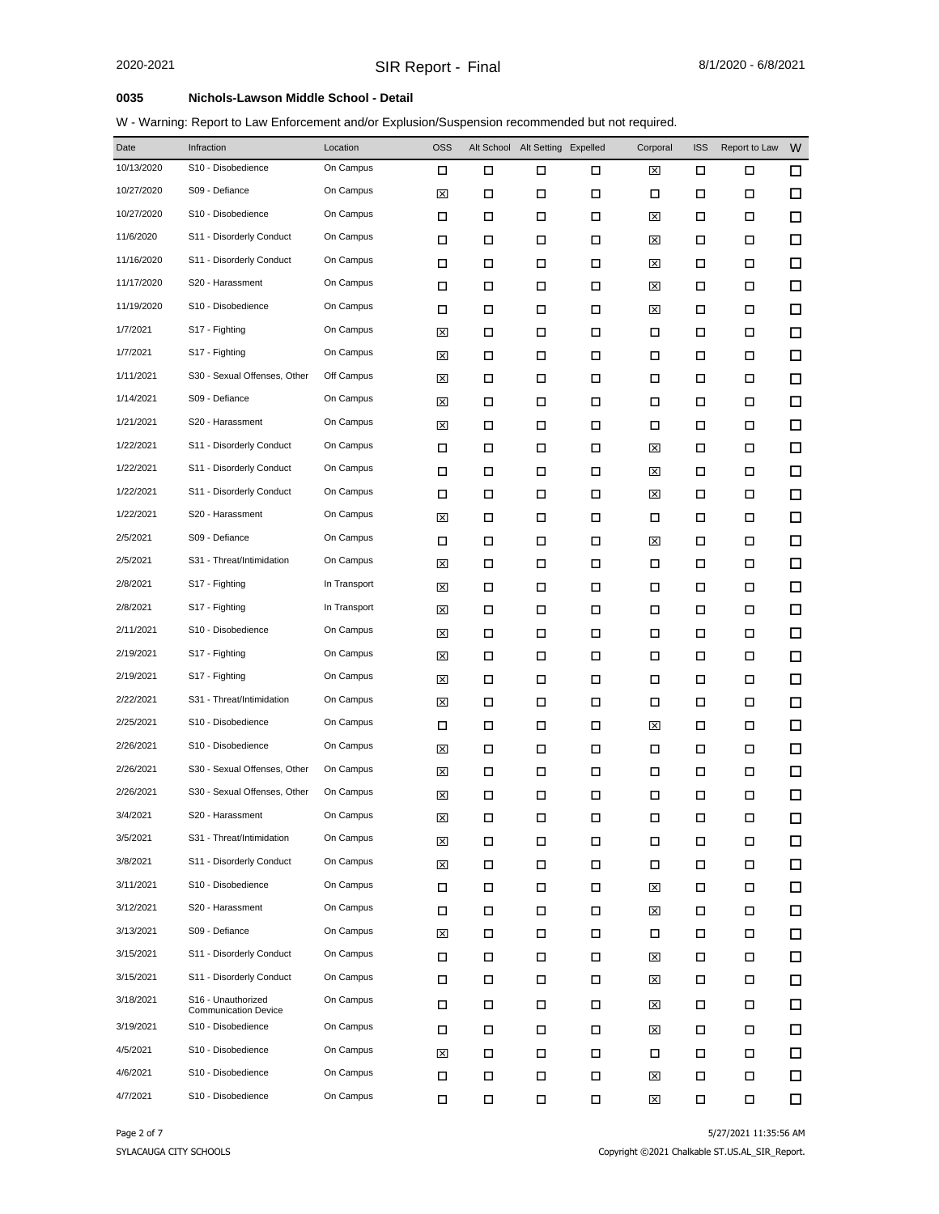**0035 Nichols-Lawson Middle School - Detail**

W - Warning: Report to Law Enforcement and/or Explusion/Suspension recommended but not required.

| Date | Infraction | Location | OSS | Alt School | Alt Setting | Expelled | Corporal | ISS | Report to Law | W |
|---|---|---|---|---|---|---|---|---|---|---|
| 10/13/2020 | S10 - Disobedience | On Campus | ☐ | ☐ | ☐ | ☐ | ☒ | ☐ | ☐ | ☐ |
| 10/27/2020 | S09 - Defiance | On Campus | ☒ | ☐ | ☐ | ☐ | ☐ | ☐ | ☐ | ☐ |
| 10/27/2020 | S10 - Disobedience | On Campus | ☐ | ☐ | ☐ | ☐ | ☒ | ☐ | ☐ | ☐ |
| 11/6/2020 | S11 - Disorderly Conduct | On Campus | ☐ | ☐ | ☐ | ☐ | ☒ | ☐ | ☐ | ☐ |
| 11/16/2020 | S11 - Disorderly Conduct | On Campus | ☐ | ☐ | ☐ | ☐ | ☒ | ☐ | ☐ | ☐ |
| 11/17/2020 | S20 - Harassment | On Campus | ☐ | ☐ | ☐ | ☐ | ☒ | ☐ | ☐ | ☐ |
| 11/19/2020 | S10 - Disobedience | On Campus | ☐ | ☐ | ☐ | ☐ | ☒ | ☐ | ☐ | ☐ |
| 1/7/2021 | S17 - Fighting | On Campus | ☒ | ☐ | ☐ | ☐ | ☐ | ☐ | ☐ | ☐ |
| 1/7/2021 | S17 - Fighting | On Campus | ☒ | ☐ | ☐ | ☐ | ☐ | ☐ | ☐ | ☐ |
| 1/11/2021 | S30 - Sexual Offenses, Other | Off Campus | ☒ | ☐ | ☐ | ☐ | ☐ | ☐ | ☐ | ☐ |
| 1/14/2021 | S09 - Defiance | On Campus | ☒ | ☐ | ☐ | ☐ | ☐ | ☐ | ☐ | ☐ |
| 1/21/2021 | S20 - Harassment | On Campus | ☒ | ☐ | ☐ | ☐ | ☐ | ☐ | ☐ | ☐ |
| 1/22/2021 | S11 - Disorderly Conduct | On Campus | ☐ | ☐ | ☐ | ☐ | ☒ | ☐ | ☐ | ☐ |
| 1/22/2021 | S11 - Disorderly Conduct | On Campus | ☐ | ☐ | ☐ | ☐ | ☒ | ☐ | ☐ | ☐ |
| 1/22/2021 | S11 - Disorderly Conduct | On Campus | ☐ | ☐ | ☐ | ☐ | ☒ | ☐ | ☐ | ☐ |
| 1/22/2021 | S20 - Harassment | On Campus | ☒ | ☐ | ☐ | ☐ | ☐ | ☐ | ☐ | ☐ |
| 2/5/2021 | S09 - Defiance | On Campus | ☐ | ☐ | ☐ | ☐ | ☒ | ☐ | ☐ | ☐ |
| 2/5/2021 | S31 - Threat/Intimidation | On Campus | ☒ | ☐ | ☐ | ☐ | ☐ | ☐ | ☐ | ☐ |
| 2/8/2021 | S17 - Fighting | In Transport | ☒ | ☐ | ☐ | ☐ | ☐ | ☐ | ☐ | ☐ |
| 2/8/2021 | S17 - Fighting | In Transport | ☒ | ☐ | ☐ | ☐ | ☐ | ☐ | ☐ | ☐ |
| 2/11/2021 | S10 - Disobedience | On Campus | ☒ | ☐ | ☐ | ☐ | ☐ | ☐ | ☐ | ☐ |
| 2/19/2021 | S17 - Fighting | On Campus | ☒ | ☐ | ☐ | ☐ | ☐ | ☐ | ☐ | ☐ |
| 2/19/2021 | S17 - Fighting | On Campus | ☒ | ☐ | ☐ | ☐ | ☐ | ☐ | ☐ | ☐ |
| 2/22/2021 | S31 - Threat/Intimidation | On Campus | ☒ | ☐ | ☐ | ☐ | ☐ | ☐ | ☐ | ☐ |
| 2/25/2021 | S10 - Disobedience | On Campus | ☐ | ☐ | ☐ | ☐ | ☒ | ☐ | ☐ | ☐ |
| 2/26/2021 | S10 - Disobedience | On Campus | ☒ | ☐ | ☐ | ☐ | ☐ | ☐ | ☐ | ☐ |
| 2/26/2021 | S30 - Sexual Offenses, Other | On Campus | ☒ | ☐ | ☐ | ☐ | ☐ | ☐ | ☐ | ☐ |
| 2/26/2021 | S30 - Sexual Offenses, Other | On Campus | ☒ | ☐ | ☐ | ☐ | ☐ | ☐ | ☐ | ☐ |
| 3/4/2021 | S20 - Harassment | On Campus | ☒ | ☐ | ☐ | ☐ | ☐ | ☐ | ☐ | ☐ |
| 3/5/2021 | S31 - Threat/Intimidation | On Campus | ☒ | ☐ | ☐ | ☐ | ☐ | ☐ | ☐ | ☐ |
| 3/8/2021 | S11 - Disorderly Conduct | On Campus | ☒ | ☐ | ☐ | ☐ | ☐ | ☐ | ☐ | ☐ |
| 3/11/2021 | S10 - Disobedience | On Campus | ☐ | ☐ | ☐ | ☐ | ☒ | ☐ | ☐ | ☐ |
| 3/12/2021 | S20 - Harassment | On Campus | ☐ | ☐ | ☐ | ☐ | ☒ | ☐ | ☐ | ☐ |
| 3/13/2021 | S09 - Defiance | On Campus | ☒ | ☐ | ☐ | ☐ | ☐ | ☐ | ☐ | ☐ |
| 3/15/2021 | S11 - Disorderly Conduct | On Campus | ☐ | ☐ | ☐ | ☐ | ☒ | ☐ | ☐ | ☐ |
| 3/15/2021 | S11 - Disorderly Conduct | On Campus | ☐ | ☐ | ☐ | ☐ | ☒ | ☐ | ☐ | ☐ |
| 3/18/2021 | S16 - Unauthorized Communication Device | On Campus | ☐ | ☐ | ☐ | ☐ | ☒ | ☐ | ☐ | ☐ |
| 3/19/2021 | S10 - Disobedience | On Campus | ☐ | ☐ | ☐ | ☐ | ☒ | ☐ | ☐ | ☐ |
| 4/5/2021 | S10 - Disobedience | On Campus | ☒ | ☐ | ☐ | ☐ | ☐ | ☐ | ☐ | ☐ |
| 4/6/2021 | S10 - Disobedience | On Campus | ☐ | ☐ | ☐ | ☐ | ☒ | ☐ | ☐ | ☐ |
| 4/7/2021 | S10 - Disobedience | On Campus | ☐ | ☐ | ☐ | ☐ | ☒ | ☐ | ☐ | ☐ |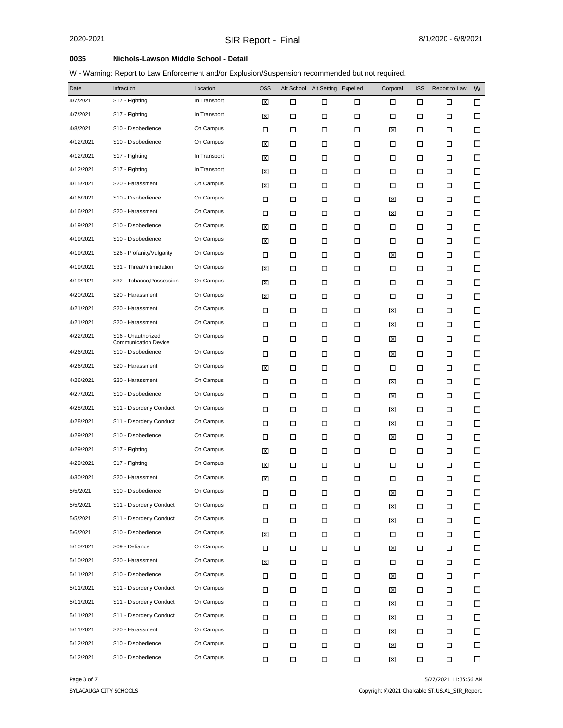**0035 Nichols-Lawson Middle School - Detail**

W - Warning: Report to Law Enforcement and/or Explusion/Suspension recommended but not required.

| Date | Infraction | Location | OSS | Alt School | Alt Setting | Expelled | Corporal | ISS | Report to Law | W |
|---|---|---|---|---|---|---|---|---|---|---|
| 4/7/2021 | S17 - Fighting | In Transport | ☒ | ☐ | ☐ | ☐ | ☐ | ☐ | ☐ | ☐ |
| 4/7/2021 | S17 - Fighting | In Transport | ☒ | ☐ | ☐ | ☐ | ☐ | ☐ | ☐ | ☐ |
| 4/8/2021 | S10 - Disobedience | On Campus | ☐ | ☐ | ☐ | ☐ | ☒ | ☐ | ☐ | ☐ |
| 4/12/2021 | S10 - Disobedience | On Campus | ☒ | ☐ | ☐ | ☐ | ☐ | ☐ | ☐ | ☐ |
| 4/12/2021 | S17 - Fighting | In Transport | ☒ | ☐ | ☐ | ☐ | ☐ | ☐ | ☐ | ☐ |
| 4/12/2021 | S17 - Fighting | In Transport | ☒ | ☐ | ☐ | ☐ | ☐ | ☐ | ☐ | ☐ |
| 4/15/2021 | S20 - Harassment | On Campus | ☒ | ☐ | ☐ | ☐ | ☐ | ☐ | ☐ | ☐ |
| 4/16/2021 | S10 - Disobedience | On Campus | ☐ | ☐ | ☐ | ☐ | ☒ | ☐ | ☐ | ☐ |
| 4/16/2021 | S20 - Harassment | On Campus | ☐ | ☐ | ☐ | ☐ | ☒ | ☐ | ☐ | ☐ |
| 4/19/2021 | S10 - Disobedience | On Campus | ☒ | ☐ | ☐ | ☐ | ☐ | ☐ | ☐ | ☐ |
| 4/19/2021 | S10 - Disobedience | On Campus | ☒ | ☐ | ☐ | ☐ | ☐ | ☐ | ☐ | ☐ |
| 4/19/2021 | S26 - Profanity/Vulgarity | On Campus | ☐ | ☐ | ☐ | ☐ | ☒ | ☐ | ☐ | ☐ |
| 4/19/2021 | S31 - Threat/Intimidation | On Campus | ☒ | ☐ | ☐ | ☐ | ☐ | ☐ | ☐ | ☐ |
| 4/19/2021 | S32 - Tobacco,Possession | On Campus | ☒ | ☐ | ☐ | ☐ | ☐ | ☐ | ☐ | ☐ |
| 4/20/2021 | S20 - Harassment | On Campus | ☒ | ☐ | ☐ | ☐ | ☐ | ☐ | ☐ | ☐ |
| 4/21/2021 | S20 - Harassment | On Campus | ☐ | ☐ | ☐ | ☐ | ☒ | ☐ | ☐ | ☐ |
| 4/21/2021 | S20 - Harassment | On Campus | ☐ | ☐ | ☐ | ☐ | ☒ | ☐ | ☐ | ☐ |
| 4/22/2021 | S16 - Unauthorized Communication Device | On Campus | ☐ | ☐ | ☐ | ☐ | ☒ | ☐ | ☐ | ☐ |
| 4/26/2021 | S10 - Disobedience | On Campus | ☐ | ☐ | ☐ | ☐ | ☒ | ☐ | ☐ | ☐ |
| 4/26/2021 | S20 - Harassment | On Campus | ☒ | ☐ | ☐ | ☐ | ☐ | ☐ | ☐ | ☐ |
| 4/26/2021 | S20 - Harassment | On Campus | ☐ | ☐ | ☐ | ☐ | ☒ | ☐ | ☐ | ☐ |
| 4/27/2021 | S10 - Disobedience | On Campus | ☐ | ☐ | ☐ | ☐ | ☒ | ☐ | ☐ | ☐ |
| 4/28/2021 | S11 - Disorderly Conduct | On Campus | ☐ | ☐ | ☐ | ☐ | ☒ | ☐ | ☐ | ☐ |
| 4/28/2021 | S11 - Disorderly Conduct | On Campus | ☐ | ☐ | ☐ | ☐ | ☒ | ☐ | ☐ | ☐ |
| 4/29/2021 | S10 - Disobedience | On Campus | ☐ | ☐ | ☐ | ☐ | ☒ | ☐ | ☐ | ☐ |
| 4/29/2021 | S17 - Fighting | On Campus | ☒ | ☐ | ☐ | ☐ | ☐ | ☐ | ☐ | ☐ |
| 4/29/2021 | S17 - Fighting | On Campus | ☒ | ☐ | ☐ | ☐ | ☐ | ☐ | ☐ | ☐ |
| 4/30/2021 | S20 - Harassment | On Campus | ☒ | ☐ | ☐ | ☐ | ☐ | ☐ | ☐ | ☐ |
| 5/5/2021 | S10 - Disobedience | On Campus | ☐ | ☐ | ☐ | ☐ | ☒ | ☐ | ☐ | ☐ |
| 5/5/2021 | S11 - Disorderly Conduct | On Campus | ☐ | ☐ | ☐ | ☐ | ☒ | ☐ | ☐ | ☐ |
| 5/5/2021 | S11 - Disorderly Conduct | On Campus | ☐ | ☐ | ☐ | ☐ | ☒ | ☐ | ☐ | ☐ |
| 5/6/2021 | S10 - Disobedience | On Campus | ☒ | ☐ | ☐ | ☐ | ☐ | ☐ | ☐ | ☐ |
| 5/10/2021 | S09 - Defiance | On Campus | ☐ | ☐ | ☐ | ☐ | ☒ | ☐ | ☐ | ☐ |
| 5/10/2021 | S20 - Harassment | On Campus | ☒ | ☐ | ☐ | ☐ | ☐ | ☐ | ☐ | ☐ |
| 5/11/2021 | S10 - Disobedience | On Campus | ☐ | ☐ | ☐ | ☐ | ☒ | ☐ | ☐ | ☐ |
| 5/11/2021 | S11 - Disorderly Conduct | On Campus | ☐ | ☐ | ☐ | ☐ | ☒ | ☐ | ☐ | ☐ |
| 5/11/2021 | S11 - Disorderly Conduct | On Campus | ☐ | ☐ | ☐ | ☐ | ☒ | ☐ | ☐ | ☐ |
| 5/11/2021 | S11 - Disorderly Conduct | On Campus | ☐ | ☐ | ☐ | ☐ | ☒ | ☐ | ☐ | ☐ |
| 5/11/2021 | S20 - Harassment | On Campus | ☐ | ☐ | ☐ | ☐ | ☒ | ☐ | ☐ | ☐ |
| 5/12/2021 | S10 - Disobedience | On Campus | ☐ | ☐ | ☐ | ☐ | ☒ | ☐ | ☐ | ☐ |
| 5/12/2021 | S10 - Disobedience | On Campus | ☐ | ☐ | ☐ | ☐ | ☒ | ☐ | ☐ | ☐ |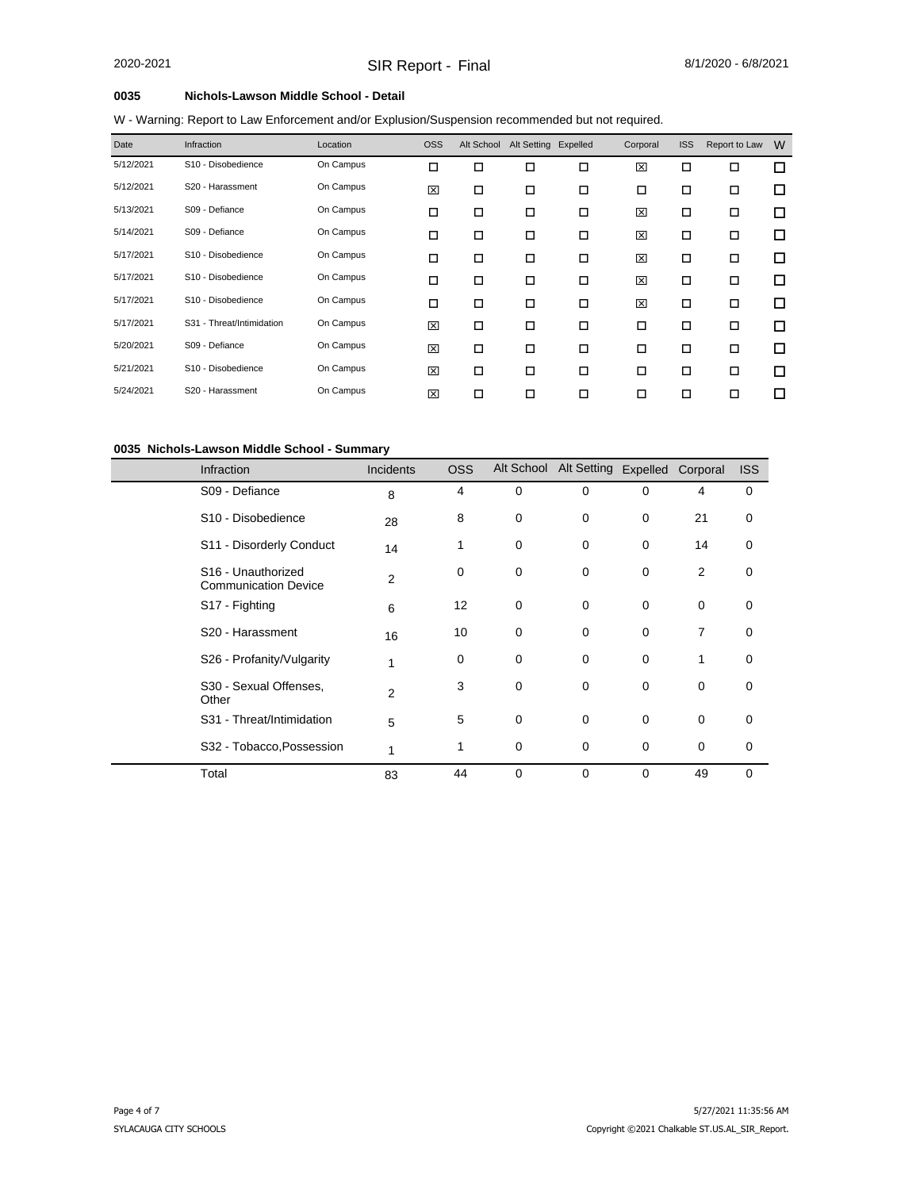**0035 Nichols-Lawson Middle School - Detail**

W - Warning: Report to Law Enforcement and/or Explusion/Suspension recommended but not required.

| Date | Infraction | Location | OSS | Alt School | Alt Setting | Expelled | Corporal | ISS | Report to Law | W |
|---|---|---|---|---|---|---|---|---|---|---|
| 5/12/2021 | S10 - Disobedience | On Campus | ☐ | ☐ | ☐ | ☐ | ☒ | ☐ | ☐ | ☐ |
| 5/12/2021 | S20 - Harassment | On Campus | ☒ | ☐ | ☐ | ☐ | ☐ | ☐ | ☐ | ☐ |
| 5/13/2021 | S09 - Defiance | On Campus | ☐ | ☐ | ☐ | ☐ | ☒ | ☐ | ☐ | ☐ |
| 5/14/2021 | S09 - Defiance | On Campus | ☐ | ☐ | ☐ | ☐ | ☒ | ☐ | ☐ | ☐ |
| 5/17/2021 | S10 - Disobedience | On Campus | ☐ | ☐ | ☐ | ☐ | ☒ | ☐ | ☐ | ☐ |
| 5/17/2021 | S10 - Disobedience | On Campus | ☐ | ☐ | ☐ | ☐ | ☒ | ☐ | ☐ | ☐ |
| 5/17/2021 | S10 - Disobedience | On Campus | ☐ | ☐ | ☐ | ☐ | ☒ | ☐ | ☐ | ☐ |
| 5/17/2021 | S31 - Threat/Intimidation | On Campus | ☒ | ☐ | ☐ | ☐ | ☐ | ☐ | ☐ | ☐ |
| 5/20/2021 | S09 - Defiance | On Campus | ☒ | ☐ | ☐ | ☐ | ☐ | ☐ | ☐ | ☐ |
| 5/21/2021 | S10 - Disobedience | On Campus | ☒ | ☐ | ☐ | ☐ | ☐ | ☐ | ☐ | ☐ |
| 5/24/2021 | S20 - Harassment | On Campus | ☒ | ☐ | ☐ | ☐ | ☐ | ☐ | ☐ | ☐ |

**0035 Nichols-Lawson Middle School - Summary**

| Infraction | Incidents | OSS | Alt School | Alt Setting | Expelled | Corporal | ISS |
|---|---|---|---|---|---|---|---|
| S09 - Defiance | 8 | 4 | 0 | 0 | 0 | 4 | 0 |
| S10 - Disobedience | 28 | 8 | 0 | 0 | 0 | 21 | 0 |
| S11 - Disorderly Conduct | 14 | 1 | 0 | 0 | 0 | 14 | 0 |
| S16 - Unauthorized Communication Device | 2 | 0 | 0 | 0 | 0 | 2 | 0 |
| S17 - Fighting | 6 | 12 | 0 | 0 | 0 | 0 | 0 |
| S20 - Harassment | 16 | 10 | 0 | 0 | 0 | 7 | 0 |
| S26 - Profanity/Vulgarity | 1 | 0 | 0 | 0 | 0 | 1 | 0 |
| S30 - Sexual Offenses, Other | 2 | 3 | 0 | 0 | 0 | 0 | 0 |
| S31 - Threat/Intimidation | 5 | 5 | 0 | 0 | 0 | 0 | 0 |
| S32 - Tobacco,Possession | 1 | 1 | 0 | 0 | 0 | 0 | 0 |
| Total | 83 | 44 | 0 | 0 | 0 | 49 | 0 |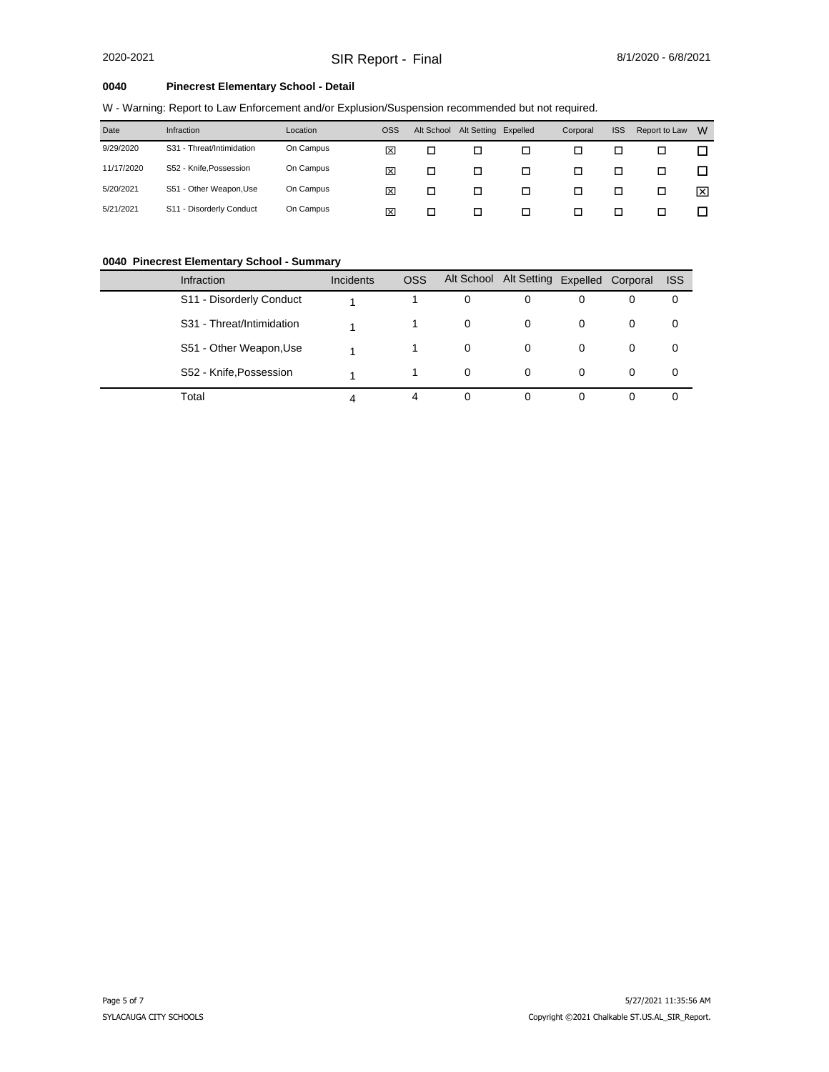2020-2021 SIR Report - Final 8/1/2020 - 6/8/2021

**0040 Pinecrest Elementary School - Detail**

W - Warning: Report to Law Enforcement and/or Explusion/Suspension recommended but not required.

| Date | Infraction | Location | OSS | Alt School | Alt Setting | Expelled | Corporal | ISS | Report to Law | W |
|---|---|---|---|---|---|---|---|---|---|---|
| 9/29/2020 | S31 - Threat/Intimidation | On Campus | ☒ | ☐ | ☐ | ☐ | ☐ | ☐ | ☐ | ☐ |
| 11/17/2020 | S52 - Knife,Possession | On Campus | ☒ | ☐ | ☐ | ☐ | ☐ | ☐ | ☐ | ☐ |
| 5/20/2021 | S51 - Other Weapon,Use | On Campus | ☒ | ☐ | ☐ | ☐ | ☐ | ☐ | ☐ | ☒ |
| 5/21/2021 | S11 - Disorderly Conduct | On Campus | ☒ | ☐ | ☐ | ☐ | ☐ | ☐ | ☐ | ☐ |

**0040 Pinecrest Elementary School - Summary**

| Infraction | Incidents | OSS | Alt School | Alt Setting | Expelled | Corporal | ISS |
|---|---|---|---|---|---|---|---|
| S11 - Disorderly Conduct | 1 | 1 | 0 | 0 | 0 | 0 | 0 |
| S31 - Threat/Intimidation | 1 | 1 | 0 | 0 | 0 | 0 | 0 |
| S51 - Other Weapon,Use | 1 | 1 | 0 | 0 | 0 | 0 | 0 |
| S52 - Knife,Possession | 1 | 1 | 0 | 0 | 0 | 0 | 0 |
| Total | 4 | 4 | 0 | 0 | 0 | 0 | 0 |

SYLACAUGA CITY SCHOOLS

5/27/2021 11:35:56 AM

Copyright ©2021 Chalkable ST.US.AL_SIR_Report.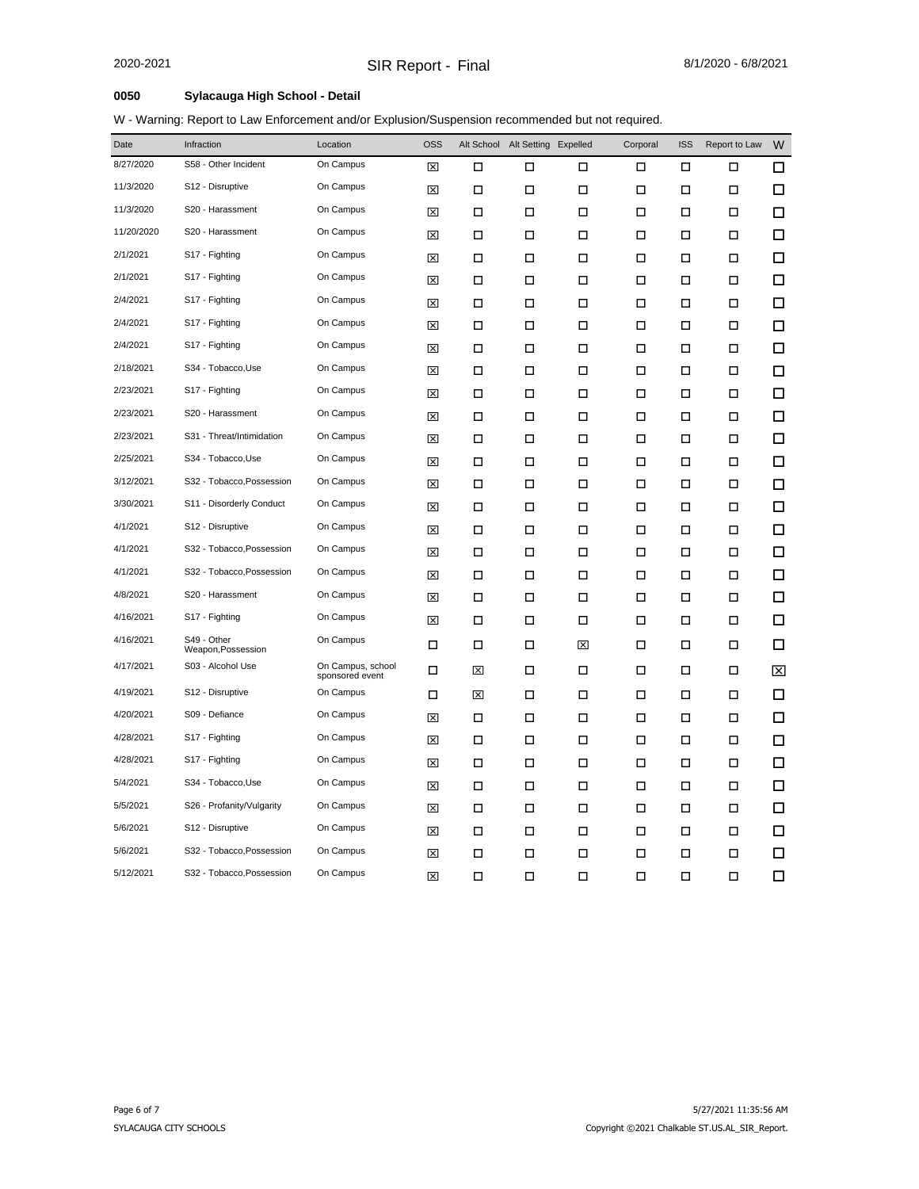2020-2021 SIR Report - Final 8/1/2020 - 6/8/2021

**0050 Sylacauga High School - Detail**

W - Warning: Report to Law Enforcement and/or Explusion/Suspension recommended but not required.

| Date | Infraction | Location | OSS | Alt School | Alt Setting | Expelled | Corporal | ISS | Report to Law | W |
|---|---|---|---|---|---|---|---|---|---|---|
| 8/27/2020 | S58 - Other Incident | On Campus | ☒ | ☐ | ☐ | ☐ | ☐ | ☐ | ☐ | ☐ |
| 11/3/2020 | S12 - Disruptive | On Campus | ☒ | ☐ | ☐ | ☐ | ☐ | ☐ | ☐ | ☐ |
| 11/3/2020 | S20 - Harassment | On Campus | ☒ | ☐ | ☐ | ☐ | ☐ | ☐ | ☐ | ☐ |
| 11/20/2020 | S20 - Harassment | On Campus | ☒ | ☐ | ☐ | ☐ | ☐ | ☐ | ☐ | ☐ |
| 2/1/2021 | S17 - Fighting | On Campus | ☒ | ☐ | ☐ | ☐ | ☐ | ☐ | ☐ | ☐ |
| 2/1/2021 | S17 - Fighting | On Campus | ☒ | ☐ | ☐ | ☐ | ☐ | ☐ | ☐ | ☐ |
| 2/4/2021 | S17 - Fighting | On Campus | ☒ | ☐ | ☐ | ☐ | ☐ | ☐ | ☐ | ☐ |
| 2/4/2021 | S17 - Fighting | On Campus | ☒ | ☐ | ☐ | ☐ | ☐ | ☐ | ☐ | ☐ |
| 2/4/2021 | S17 - Fighting | On Campus | ☒ | ☐ | ☐ | ☐ | ☐ | ☐ | ☐ | ☐ |
| 2/18/2021 | S34 - Tobacco,Use | On Campus | ☒ | ☐ | ☐ | ☐ | ☐ | ☐ | ☐ | ☐ |
| 2/23/2021 | S17 - Fighting | On Campus | ☒ | ☐ | ☐ | ☐ | ☐ | ☐ | ☐ | ☐ |
| 2/23/2021 | S20 - Harassment | On Campus | ☒ | ☐ | ☐ | ☐ | ☐ | ☐ | ☐ | ☐ |
| 2/23/2021 | S31 - Threat/Intimidation | On Campus | ☒ | ☐ | ☐ | ☐ | ☐ | ☐ | ☐ | ☐ |
| 2/25/2021 | S34 - Tobacco,Use | On Campus | ☒ | ☐ | ☐ | ☐ | ☐ | ☐ | ☐ | ☐ |
| 3/12/2021 | S32 - Tobacco,Possession | On Campus | ☒ | ☐ | ☐ | ☐ | ☐ | ☐ | ☐ | ☐ |
| 3/30/2021 | S11 - Disorderly Conduct | On Campus | ☒ | ☐ | ☐ | ☐ | ☐ | ☐ | ☐ | ☐ |
| 4/1/2021 | S12 - Disruptive | On Campus | ☒ | ☐ | ☐ | ☐ | ☐ | ☐ | ☐ | ☐ |
| 4/1/2021 | S32 - Tobacco,Possession | On Campus | ☒ | ☐ | ☐ | ☐ | ☐ | ☐ | ☐ | ☐ |
| 4/1/2021 | S32 - Tobacco,Possession | On Campus | ☒ | ☐ | ☐ | ☐ | ☐ | ☐ | ☐ | ☐ |
| 4/8/2021 | S20 - Harassment | On Campus | ☒ | ☐ | ☐ | ☐ | ☐ | ☐ | ☐ | ☐ |
| 4/16/2021 | S17 - Fighting | On Campus | ☒ | ☐ | ☐ | ☐ | ☐ | ☐ | ☐ | ☐ |
| 4/16/2021 | S49 - Other Weapon,Possession | On Campus | ☐ | ☐ | ☐ | ☒ | ☐ | ☐ | ☐ | ☐ |
| 4/17/2021 | S03 - Alcohol Use | On Campus, school sponsored event | ☐ | ☒ | ☐ | ☐ | ☐ | ☐ | ☐ | ☒ |
| 4/19/2021 | S12 - Disruptive | On Campus | ☐ | ☒ | ☐ | ☐ | ☐ | ☐ | ☐ | ☐ |
| 4/20/2021 | S09 - Defiance | On Campus | ☒ | ☐ | ☐ | ☐ | ☐ | ☐ | ☐ | ☐ |
| 4/28/2021 | S17 - Fighting | On Campus | ☒ | ☐ | ☐ | ☐ | ☐ | ☐ | ☐ | ☐ |
| 4/28/2021 | S17 - Fighting | On Campus | ☒ | ☐ | ☐ | ☐ | ☐ | ☐ | ☐ | ☐ |
| 5/4/2021 | S34 - Tobacco,Use | On Campus | ☒ | ☐ | ☐ | ☐ | ☐ | ☐ | ☐ | ☐ |
| 5/5/2021 | S26 - Profanity/Vulgarity | On Campus | ☒ | ☐ | ☐ | ☐ | ☐ | ☐ | ☐ | ☐ |
| 5/6/2021 | S12 - Disruptive | On Campus | ☒ | ☐ | ☐ | ☐ | ☐ | ☐ | ☐ | ☐ |
| 5/6/2021 | S32 - Tobacco,Possession | On Campus | ☒ | ☐ | ☐ | ☐ | ☐ | ☐ | ☐ | ☐ |
| 5/12/2021 | S32 - Tobacco,Possession | On Campus | ☒ | ☐ | ☐ | ☐ | ☐ | ☐ | ☐ | ☐ |

SYLACAUGA CITY SCHOOLS

5/27/2021 11:35:56 AM

Copyright ©2021 Chalkable ST.US.AL_SIR_Report.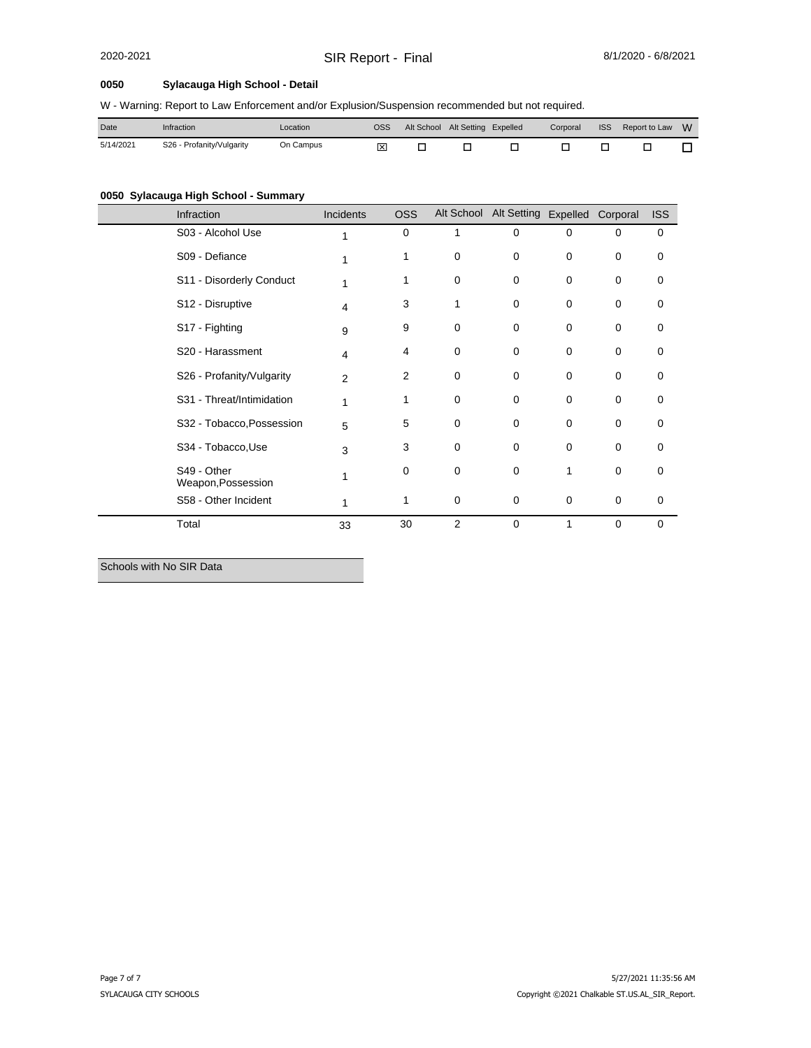## 0050 Sylacauga High School - Detail

W - Warning: Report to Law Enforcement and/or Explusion/Suspension recommended but not required.

| Date | Infraction | Location | OSS | Alt School | Alt Setting | Expelled | Corporal | ISS | Report to Law | W |
|---|---|---|---|---|---|---|---|---|---|---|
| 5/14/2021 | S26 - Profanity/Vulgarity | On Campus | ☒ | ☐ | ☐ | ☐ | ☐ | ☐ | ☐ | ☐ |

## 0050 Sylacauga High School - Summary

| Infraction | Incidents | OSS | Alt School | Alt Setting | Expelled | Corporal | ISS |
|---|---|---|---|---|---|---|---|
| S03 - Alcohol Use | 1 | 0 | 1 | 0 | 0 | 0 | 0 |
| S09 - Defiance | 1 | 1 | 0 | 0 | 0 | 0 | 0 |
| S11 - Disorderly Conduct | 1 | 1 | 0 | 0 | 0 | 0 | 0 |
| S12 - Disruptive | 4 | 3 | 1 | 0 | 0 | 0 | 0 |
| S17 - Fighting | 9 | 9 | 0 | 0 | 0 | 0 | 0 |
| S20 - Harassment | 4 | 4 | 0 | 0 | 0 | 0 | 0 |
| S26 - Profanity/Vulgarity | 2 | 2 | 0 | 0 | 0 | 0 | 0 |
| S31 - Threat/Intimidation | 1 | 1 | 0 | 0 | 0 | 0 | 0 |
| S32 - Tobacco,Possession | 5 | 5 | 0 | 0 | 0 | 0 | 0 |
| S34 - Tobacco,Use | 3 | 3 | 0 | 0 | 0 | 0 | 0 |
| S49 - Other Weapon,Possession | 1 | 0 | 0 | 0 | 1 | 0 | 0 |
| S58 - Other Incident | 1 | 1 | 0 | 0 | 0 | 0 | 0 |
| Total | 33 | 30 | 2 | 0 | 1 | 0 | 0 |

Schools with No SIR Data

SYLACAUGA CITY SCHOOLS

5/27/2021 11:35:56 AM

Copyright ©2021 Chalkable ST.US.AL_SIR_Report.